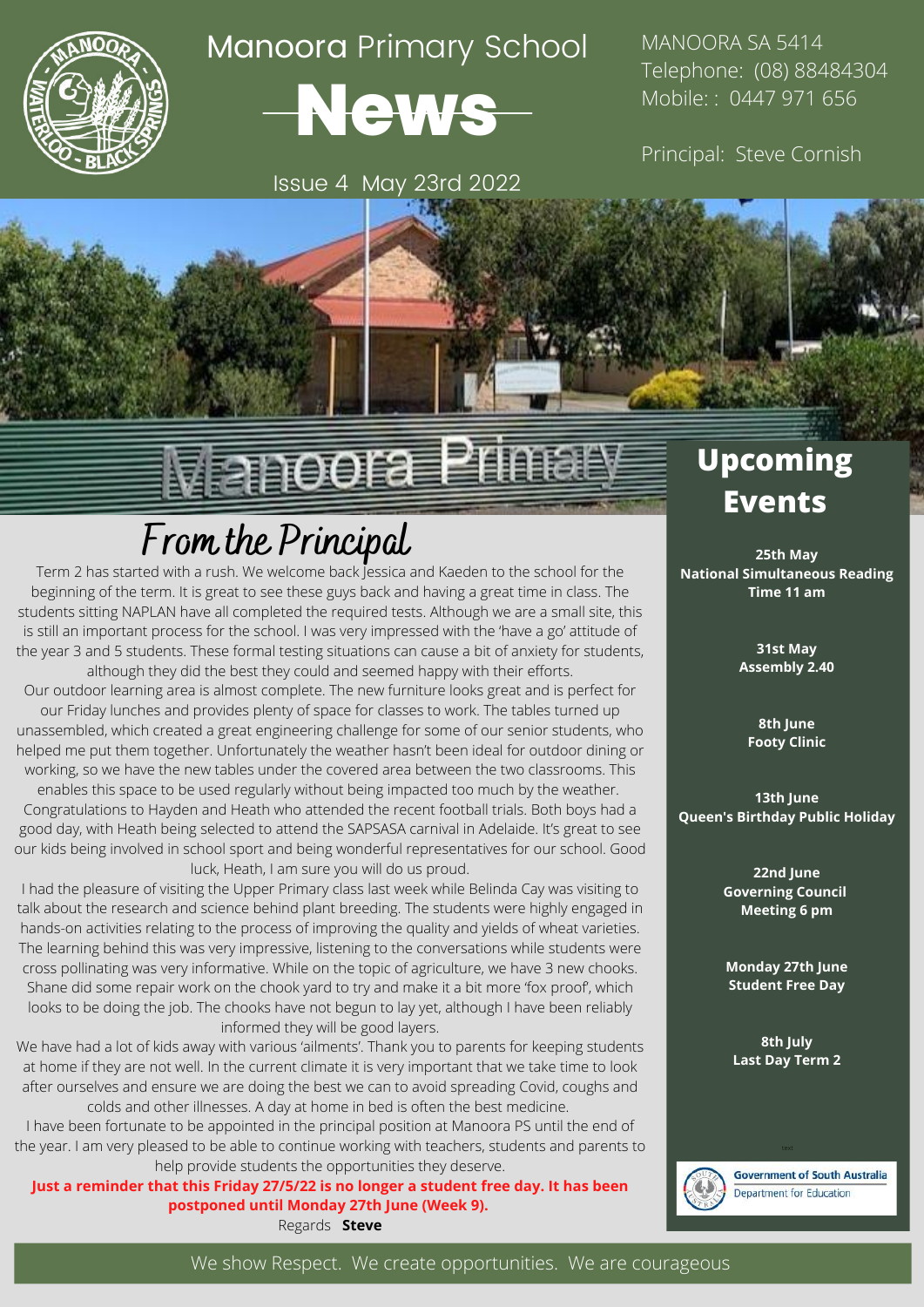# Manoora Primary School News

Issue 4 May 23rd 2022

MANOORA SA 5414
Telephone: (08) 88484304
Mobile: : 0447 971 656

Principal: Steve Cornish

## From the Principal

Term 2 has started with a rush. We welcome back Jessica and Kaeden to the school for the beginning of the term. It is great to see these guys back and having a great time in class. The students sitting NAPLAN have all completed the required tests. Although we are a small site, this is still an important process for the school. I was very impressed with the 'have a go' attitude of the year 3 and 5 students. These formal testing situations can cause a bit of anxiety for students, although they did the best they could and seemed happy with their efforts.

Our outdoor learning area is almost complete. The new furniture looks great and is perfect for our Friday lunches and provides plenty of space for classes to work. The tables turned up unassembled, which created a great engineering challenge for some of our senior students, who helped me put them together. Unfortunately the weather hasn't been ideal for outdoor dining or working, so we have the new tables under the covered area between the two classrooms. This enables this space to be used regularly without being impacted too much by the weather.

Congratulations to Hayden and Heath who attended the recent football trials. Both boys had a good day, with Heath being selected to attend the SAPSASA carnival in Adelaide. It's great to see our kids being involved in school sport and being wonderful representatives for our school. Good luck, Heath, I am sure you will do us proud.

I had the pleasure of visiting the Upper Primary class last week while Belinda Cay was visiting to talk about the research and science behind plant breeding. The students were highly engaged in hands-on activities relating to the process of improving the quality and yields of wheat varieties. The learning behind this was very impressive, listening to the conversations while students were cross pollinating was very informative. While on the topic of agriculture, we have 3 new chooks. Shane did some repair work on the chook yard to try and make it a bit more 'fox proof', which looks to be doing the job. The chooks have not begun to lay yet, although I have been reliably informed they will be good layers.

We have had a lot of kids away with various 'ailments'. Thank you to parents for keeping students at home if they are not well. In the current climate it is very important that we take time to look after ourselves and ensure we are doing the best we can to avoid spreading Covid, coughs and colds and other illnesses. A day at home in bed is often the best medicine.

I have been fortunate to be appointed in the principal position at Manoora PS until the end of the year. I am very pleased to be able to continue working with teachers, students and parents to help provide students the opportunities they deserve.

**Just a reminder that this Friday 27/5/22 is no longer a student free day. It has been postponed until Monday 27th June (Week 9).**

Regards **Steve**

## Upcoming Events

**25th May**
**National Simultaneous Reading Time 11 am**

**31st May**
**Assembly 2.40**

**8th June**
**Footy Clinic**

**13th June**
**Queen's Birthday Public Holiday**

**22nd June**
**Governing Council Meeting 6 pm**

**Monday 27th June**
**Student Free Day**

**8th July**
**Last Day Term 2**

Government of South Australia
Department for Education

We show Respect. We create opportunities. We are courageous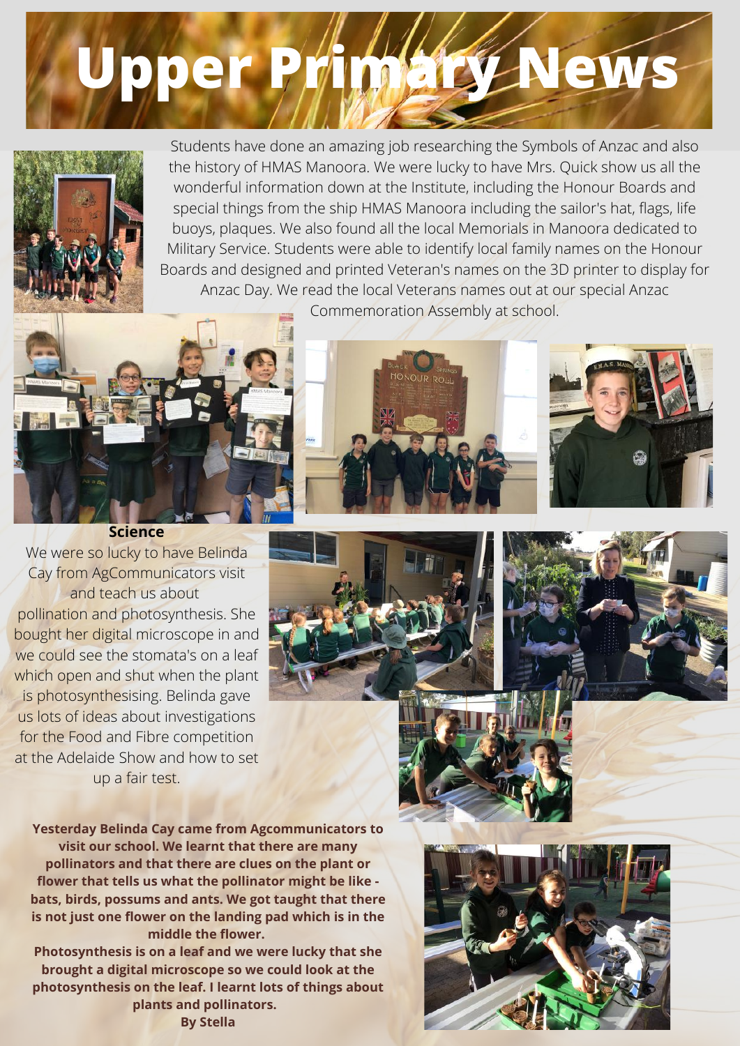# Upper Primary News

Students have done an amazing job researching the Symbols of Anzac and also the history of HMAS Manoora. We were lucky to have Mrs. Quick show us all the wonderful information down at the Institute, including the Honour Boards and special things from the ship HMAS Manoora including the sailor's hat, flags, life buoys, plaques. We also found all the local Memorials in Manoora dedicated to Military Service. Students were able to identify local family names on the Honour Boards and designed and printed Veteran's names on the 3D printer to display for Anzac Day. We read the local Veterans names out at our special Anzac Commemoration Assembly at school.

**Science**

We were so lucky to have Belinda Cay from AgCommunicators visit and teach us about pollination and photosynthesis. She bought her digital microscope in and we could see the stomata's on a leaf which open and shut when the plant is photosynthesising. Belinda gave us lots of ideas about investigations for the Food and Fibre competition at the Adelaide Show and how to set up a fair test.

**Yesterday Belinda Cay came from Agcommunicators to visit our school. We learnt that there are many pollinators and that there are clues on the plant or flower that tells us what the pollinator might be like - bats, birds, possums and ants. We got taught that there is not just one flower on the landing pad which is in the middle the flower.**

**Photosynthesis is on a leaf and we were lucky that she brought a digital microscope so we could look at the photosynthesis on the leaf. I learnt lots of things about plants and pollinators.**

**By Stella**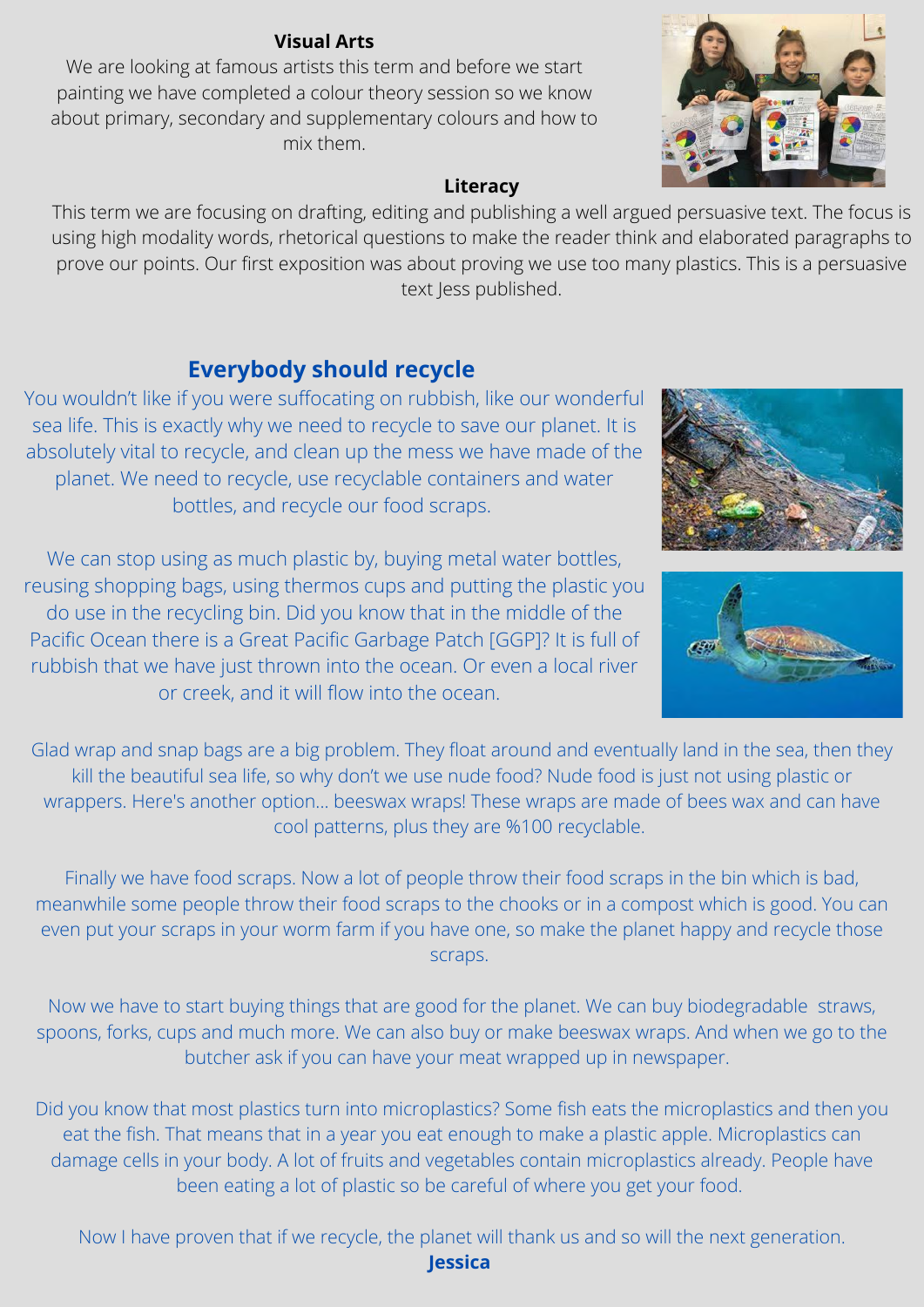### Visual Arts

We are looking at famous artists this term and before we start painting we have completed a colour theory session so we know about primary, secondary and supplementary colours and how to mix them.

### Literacy

This term we are focusing on drafting, editing and publishing a well argued persuasive text. The focus is using high modality words, rhetorical questions to make the reader think and elaborated paragraphs to prove our points. Our first exposition was about proving we use too many plastics. This is a persuasive text Jess published.

## Everybody should recycle

You wouldn't like if you were suffocating on rubbish, like our wonderful sea life. This is exactly why we need to recycle to save our planet. It is absolutely vital to recycle, and clean up the mess we have made of the planet. We need to recycle, use recyclable containers and water bottles, and recycle our food scraps.

We can stop using as much plastic by, buying metal water bottles, reusing shopping bags, using thermos cups and putting the plastic you do use in the recycling bin. Did you know that in the middle of the Pacific Ocean there is a Great Pacific Garbage Patch [GGP]? It is full of rubbish that we have just thrown into the ocean. Or even a local river or creek, and it will flow into the ocean.

Glad wrap and snap bags are a big problem. They float around and eventually land in the sea, then they kill the beautiful sea life, so why don't we use nude food? Nude food is just not using plastic or wrappers. Here's another option... beeswax wraps! These wraps are made of bees wax and can have cool patterns, plus they are %100 recyclable.

Finally we have food scraps. Now a lot of people throw their food scraps in the bin which is bad, meanwhile some people throw their food scraps to the chooks or in a compost which is good. You can even put your scraps in your worm farm if you have one, so make the planet happy and recycle those scraps.

Now we have to start buying things that are good for the planet. We can buy biodegradable straws, spoons, forks, cups and much more. We can also buy or make beeswax wraps. And when we go to the butcher ask if you can have your meat wrapped up in newspaper.

Did you know that most plastics turn into microplastics? Some fish eats the microplastics and then you eat the fish. That means that in a year you eat enough to make a plastic apple. Microplastics can damage cells in your body. A lot of fruits and vegetables contain microplastics already. People have been eating a lot of plastic so be careful of where you get your food.

Now I have proven that if we recycle, the planet will thank us and so will the next generation.

**Jessica**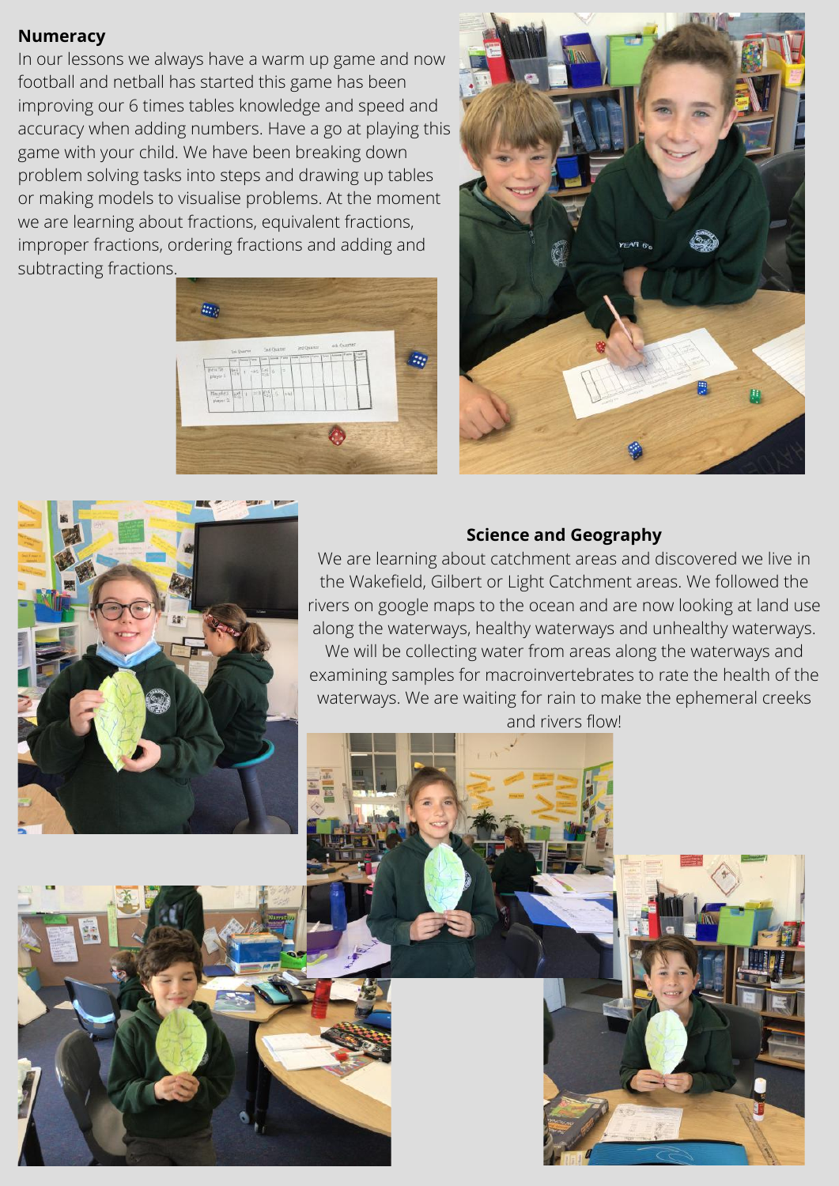## Numeracy

In our lessons we always have a warm up game and now football and netball has started this game has been improving our 6 times tables knowledge and speed and accuracy when adding numbers. Have a go at playing this game with your child. We have been breaking down problem solving tasks into steps and drawing up tables or making models to visualise problems. At the moment we are learning about fractions, equivalent fractions, improper fractions, ordering fractions and adding and subtracting fractions.

## Science and Geography

We are learning about catchment areas and discovered we live in the Wakefield, Gilbert or Light Catchment areas. We followed the rivers on google maps to the ocean and are now looking at land use along the waterways, healthy waterways and unhealthy waterways. We will be collecting water from areas along the waterways and examining samples for macroinvertebrates to rate the health of the waterways. We are waiting for rain to make the ephemeral creeks and rivers flow!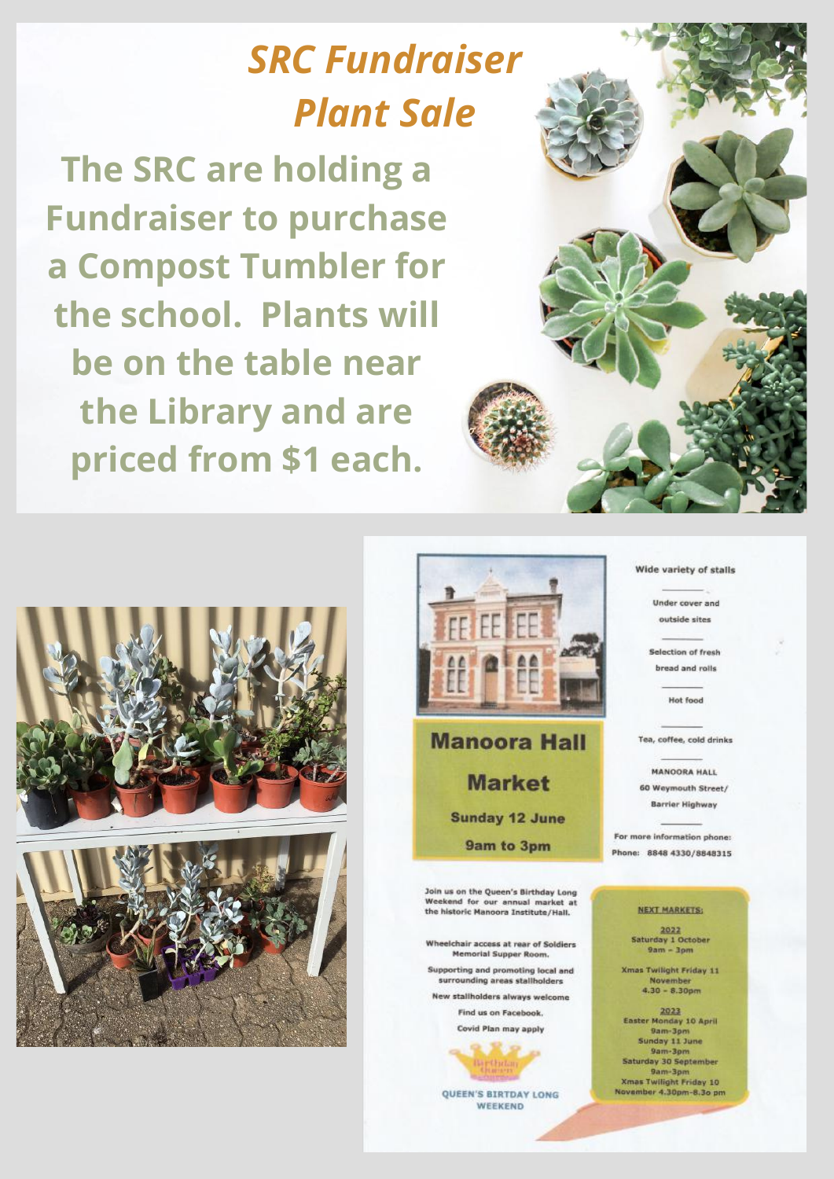## *SRC Fundraiser Plant Sale*

**The SRC are holding a Fundraiser to purchase a Compost Tumbler for the school. Plants will be on the table near the Library and are priced from $1 each.**

## Manoora Hall Market

**Sunday 12 June**

**9am to 3pm**

Wide variety of stalls

Under cover and outside sites

Selection of fresh bread and rolls

Hot food

Tea, coffee, cold drinks

MANOORA HALL
60 Weymouth Street/
Barrier Highway

For more information phone:
Phone: 8848 4330/8848315

Join us on the Queen's Birthday Long Weekend for our annual market at the historic Manoora Institute/Hall.

Wheelchair access at rear of Soldiers Memorial Supper Room.

Supporting and promoting local and surrounding areas stallholders

New stallholders always welcome

Find us on Facebook.

Covid Plan may apply

QUEEN'S BIRTDAY LONG WEEKEND

**NEXT MARKETS:**

2022
Saturday 1 October
9am – 3pm

Xmas Twilight Friday 11 November
4.30 – 8.30pm

2023
Easter Monday 10 April
9am-3pm
Sunday 11 June
9am-3pm
Saturday 30 September
9am-3pm
Xmas Twilight Friday 10 November 4.30pm-8.3o pm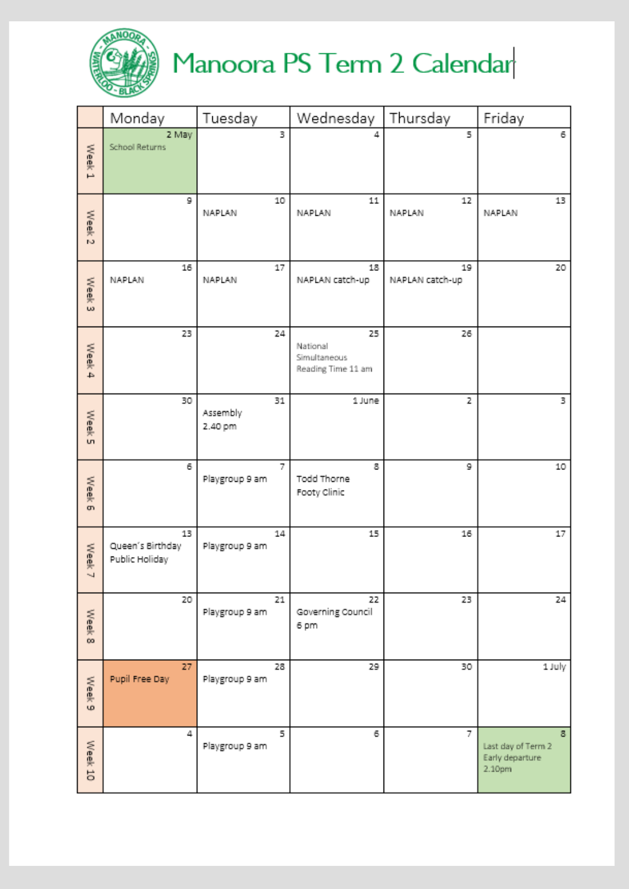# Manoora PS Term 2 Calendar

| | Monday | Tuesday | Wednesday | Thursday | Friday |
|---|---|---|---|---|---|
| Week 1 | 2 May School Returns | 3 | 4 | 5 | 6 |
| Week 2 | 9 | 10 NAPLAN | 11 NAPLAN | 12 NAPLAN | 13 NAPLAN |
| Week 3 | 16 NAPLAN | 17 NAPLAN | 18 NAPLAN catch-up | 19 NAPLAN catch-up | 20 |
| Week 4 | 23 | 24 | 25 National Simultaneous Reading Time 11 am | 26 | |
| Week 5 | 30 | 31 Assembly 2.40 pm | 1 June | 2 | 3 |
| Week 6 | 6 | 7 Playgroup 9 am | 8 Todd Thorne Footy Clinic | 9 | 10 |
| Week 7 | 13 Queen's Birthday Public Holiday | 14 Playgroup 9 am | 15 | 16 | 17 |
| Week 8 | 20 | 21 Playgroup 9 am | 22 Governing Council 6 pm | 23 | 24 |
| Week 9 | 27 Pupil Free Day | 28 Playgroup 9 am | 29 | 30 | 1 July |
| Week 10 | 4 | 5 Playgroup 9 am | 6 | 7 | 8 Last day of Term 2 Early departure 2.10pm |